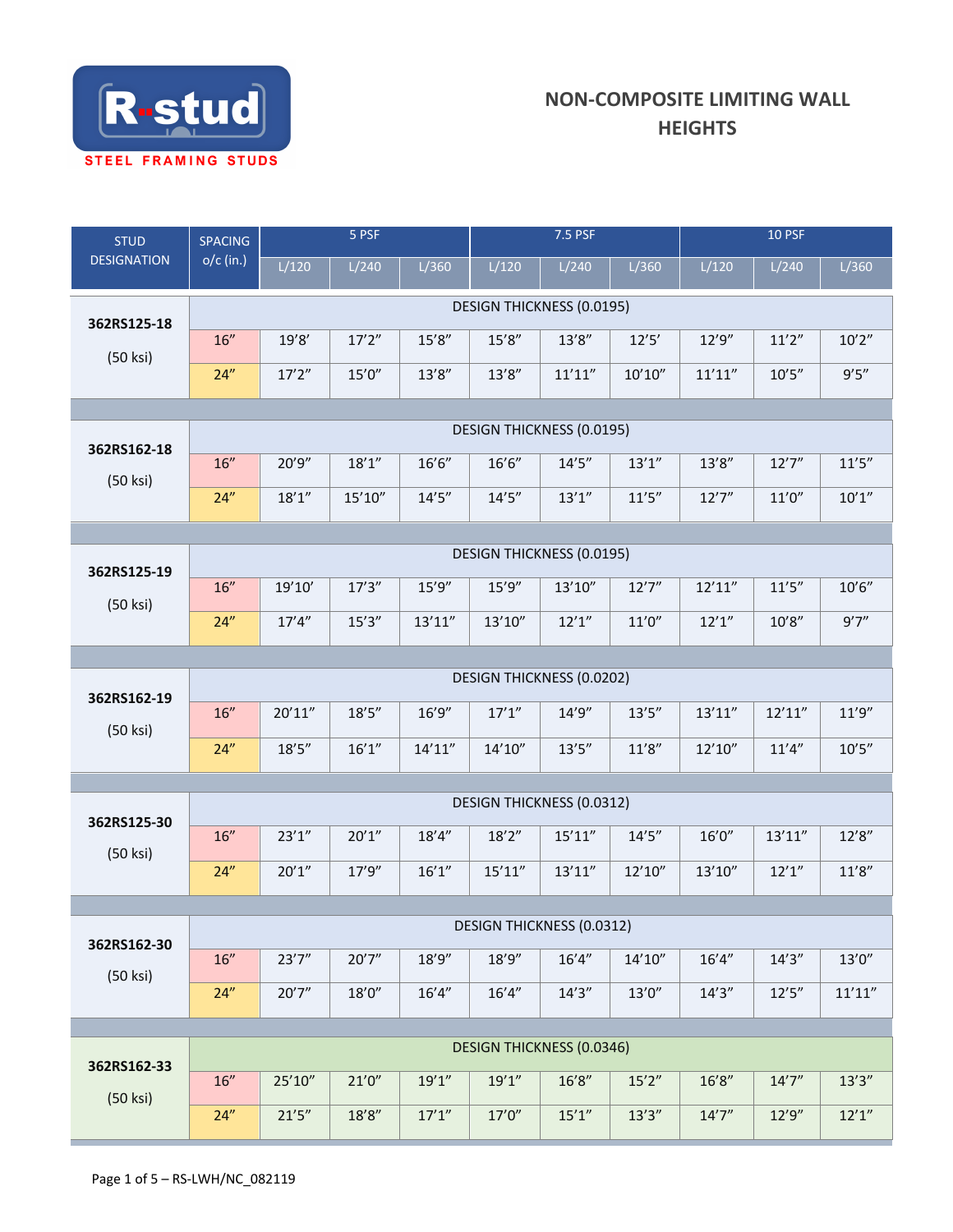R-stud

STEEL FRAMING STUDS

# NON-COMPOSITE LIMITING WALL HEIGHTS

| STUD DESIGNATION | SPACING o/c (in.) | 5 PSF | | | 7.5 PSF | | | 10 PSF | | |
|---|---|---|---|---|---|---|---|---|---|---|
| | | L/120 | L/240 | L/360 | L/120 | L/240 | L/360 | L/120 | L/240 | L/360 |
| **362RS125-18** (50 ksi) | | DESIGN THICKNESS (0.0195) | | | | | | | | |
| | 16″ | 19′8′ | 17′2″ | 15′8″ | 15′8″ | 13′8″ | 12′5′ | 12′9″ | 11′2″ | 10′2″ |
| | 24″ | 17′2″ | 15′0″ | 13′8″ | 13′8″ | 11′11″ | 10′10″ | 11′11″ | 10′5″ | 9′5″ |
| **362RS162-18** (50 ksi) | | DESIGN THICKNESS (0.0195) | | | | | | | | |
| | 16″ | 20′9″ | 18′1″ | 16′6″ | 16′6″ | 14′5″ | 13′1″ | 13′8″ | 12′7″ | 11′5″ |
| | 24″ | 18′1″ | 15′10″ | 14′5″ | 14′5″ | 13′1″ | 11′5″ | 12′7″ | 11′0″ | 10′1″ |
| **362RS125-19** (50 ksi) | | DESIGN THICKNESS (0.0195) | | | | | | | | |
| | 16″ | 19′10′ | 17′3″ | 15′9″ | 15′9″ | 13′10″ | 12′7″ | 12′11″ | 11′5″ | 10′6″ |
| | 24″ | 17′4″ | 15′3″ | 13′11″ | 13′10″ | 12′1″ | 11′0″ | 12′1″ | 10′8″ | 9′7″ |
| **362RS162-19** (50 ksi) | | DESIGN THICKNESS (0.0202) | | | | | | | | |
| | 16″ | 20′11″ | 18′5″ | 16′9″ | 17′1″ | 14′9″ | 13′5″ | 13′11″ | 12′11″ | 11′9″ |
| | 24″ | 18′5″ | 16′1″ | 14′11″ | 14′10″ | 13′5″ | 11′8″ | 12′10″ | 11′4″ | 10′5″ |
| **362RS125-30** (50 ksi) | | DESIGN THICKNESS (0.0312) | | | | | | | | |
| | 16″ | 23′1″ | 20′1″ | 18′4″ | 18′2″ | 15′11″ | 14′5″ | 16′0″ | 13′11″ | 12′8″ |
| | 24″ | 20′1″ | 17′9″ | 16′1″ | 15′11″ | 13′11″ | 12′10″ | 13′10″ | 12′1″ | 11′8″ |
| **362RS162-30** (50 ksi) | | DESIGN THICKNESS (0.0312) | | | | | | | | |
| | 16″ | 23′7″ | 20′7″ | 18′9″ | 18′9″ | 16′4″ | 14′10″ | 16′4″ | 14′3″ | 13′0″ |
| | 24″ | 20′7″ | 18′0″ | 16′4″ | 16′4″ | 14′3″ | 13′0″ | 14′3″ | 12′5″ | 11′11″ |
| **362RS162-33** (50 ksi) | | DESIGN THICKNESS (0.0346) | | | | | | | | |
| | 16″ | 25′10″ | 21′0″ | 19′1″ | 19′1″ | 16′8″ | 15′2″ | 16′8″ | 14′7″ | 13′3″ |
| | 24″ | 21′5″ | 18′8″ | 17′1″ | 17′0″ | 15′1″ | 13′3″ | 14′7″ | 12′9″ | 12′1″ |

RS-LWH/NC_082119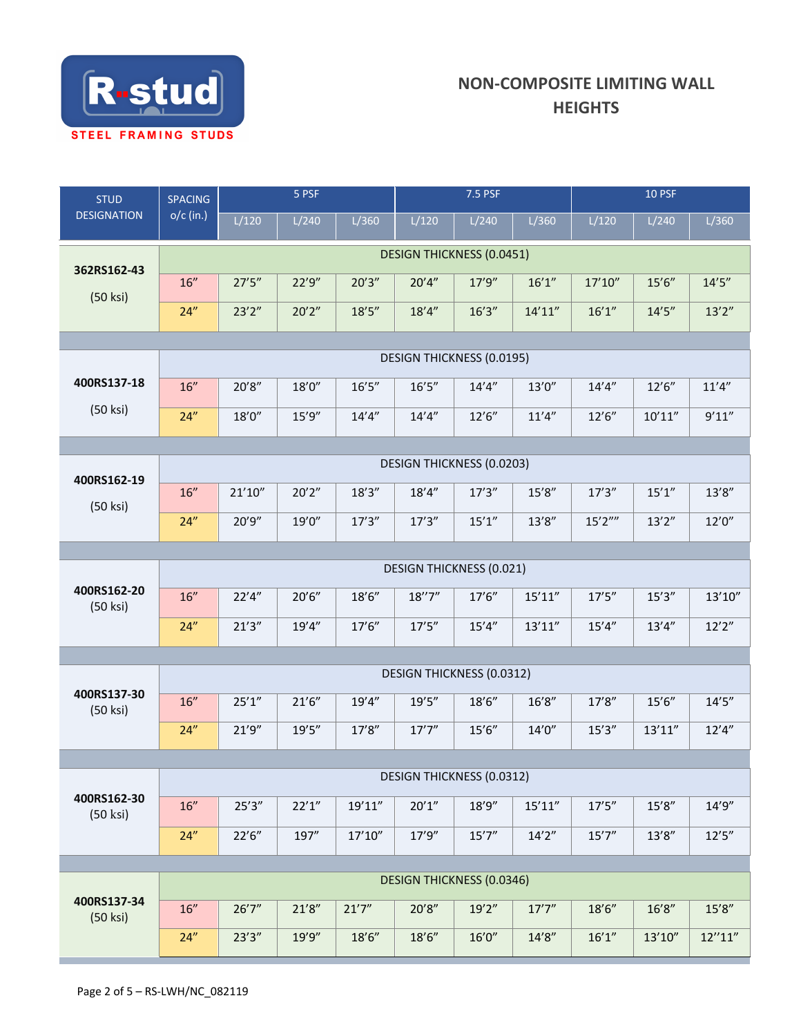# NON-COMPOSITE LIMITING WALL HEIGHTS

| STUD DESIGNATION | SPACING o/c (in.) | 5 PSF | | | 7.5 PSF | | | 10 PSF | | |
|---|---|---|---|---|---|---|---|---|---|---|
| | | L/120 | L/240 | L/360 | L/120 | L/240 | L/360 | L/120 | L/240 | L/360 |
| 362RS162-43 (50 ksi) | | DESIGN THICKNESS (0.0451) | | | | | | | | |
| | 16" | 27'5" | 22'9" | 20'3" | 20'4" | 17'9" | 16'1" | 17'10" | 15'6" | 14'5" |
| | 24" | 23'2" | 20'2" | 18'5" | 18'4" | 16'3" | 14'11" | 16'1" | 14'5" | 13'2" |
| 400RS137-18 (50 ksi) | | DESIGN THICKNESS (0.0195) | | | | | | | | |
| | 16" | 20'8" | 18'0" | 16'5" | 16'5" | 14'4" | 13'0" | 14'4" | 12'6" | 11'4" |
| | 24" | 18'0" | 15'9" | 14'4" | 14'4" | 12'6" | 11'4" | 12'6" | 10'11" | 9'11" |
| 400RS162-19 (50 ksi) | | DESIGN THICKNESS (0.0203) | | | | | | | | |
| | 16" | 21'10" | 20'2" | 18'3" | 18'4" | 17'3" | 15'8" | 17'3" | 15'1" | 13'8" |
| | 24" | 20'9" | 19'0" | 17'3" | 17'3" | 15'1" | 13'8" | 15'2"" | 13'2" | 12'0" |
| 400RS162-20 (50 ksi) | | DESIGN THICKNESS (0.021) | | | | | | | | |
| | 16" | 22'4" | 20'6" | 18'6" | 18"7" | 17'6" | 15'11" | 17'5" | 15'3" | 13'10" |
| | 24" | 21'3" | 19'4" | 17'6" | 17'5" | 15'4" | 13'11" | 15'4" | 13'4" | 12'2" |
| 400RS137-30 (50 ksi) | | DESIGN THICKNESS (0.0312) | | | | | | | | |
| | 16" | 25'1" | 21'6" | 19'4" | 19'5" | 18'6" | 16'8" | 17'8" | 15'6" | 14'5" |
| | 24" | 21'9" | 19'5" | 17'8" | 17'7" | 15'6" | 14'0" | 15'3" | 13'11" | 12'4" |
| 400RS162-30 (50 ksi) | | DESIGN THICKNESS (0.0312) | | | | | | | | |
| | 16" | 25'3" | 22'1" | 19'11" | 20'1" | 18'9" | 15'11" | 17'5" | 15'8" | 14'9" |
| | 24" | 22'6" | 197" | 17'10" | 17'9" | 15'7" | 14'2" | 15'7" | 13'8" | 12'5" |
| 400RS137-34 (50 ksi) | | DESIGN THICKNESS (0.0346) | | | | | | | | |
| | 16" | 26'7" | 21'8" | 21'7" | 20'8" | 19'2" | 17'7" | 18'6" | 16'8" | 15'8" |
| | 24" | 23'3" | 19'9" | 18'6" | 18'6" | 16'0" | 14'8" | 16'1" | 13'10" | 12"11" |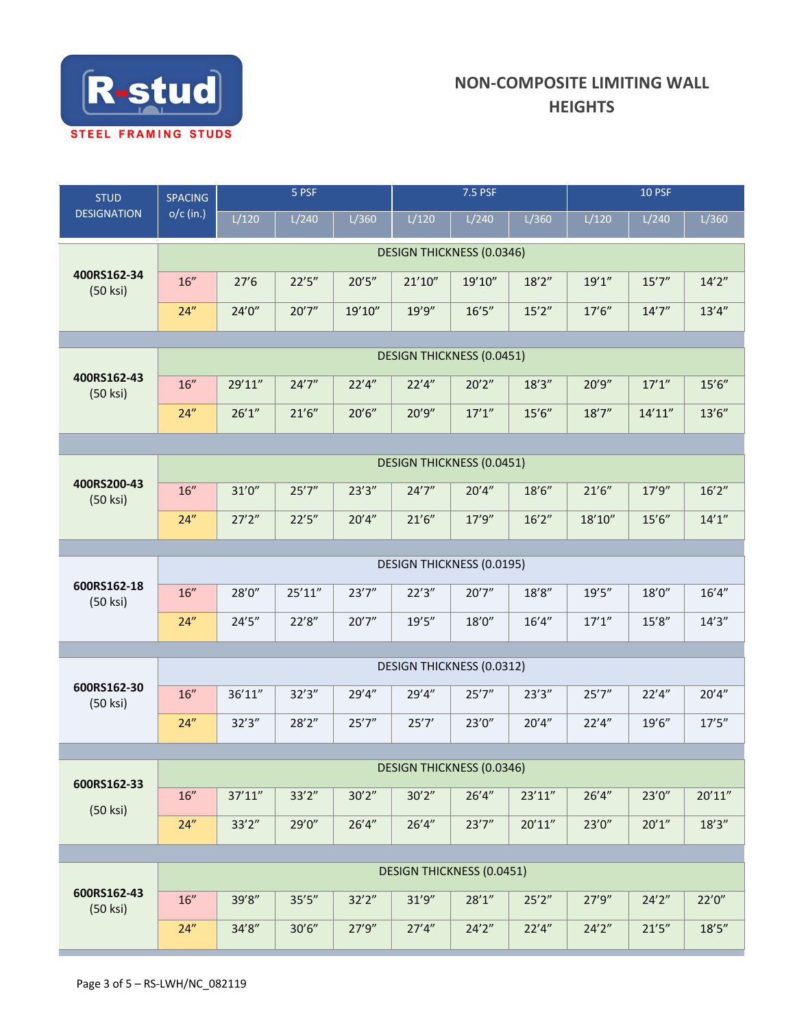**R-stud**

STEEL FRAMING STUDS

# NON-COMPOSITE LIMITING WALL HEIGHTS

| STUD DESIGNATION | SPACING o/c (in.) | 5 PSF | | | 7.5 PSF | | | 10 PSF | | |
|---|---|---|---|---|---|---|---|---|---|---|
| | | L/120 | L/240 | L/360 | L/120 | L/240 | L/360 | L/120 | L/240 | L/360 |
| 400RS162-34 (50 ksi) | DESIGN THICKNESS (0.0346) | | | | | | | | | |
| | 16” | 27’6 | 22’5” | 20’5” | 21’10” | 19’10” | 18’2” | 19’1” | 15’7” | 14’2” |
| | 24” | 24’0” | 20’7” | 19’10” | 19’9” | 16’5” | 15’2” | 17’6” | 14’7” | 13’4” |
| 400RS162-43 (50 ksi) | DESIGN THICKNESS (0.0451) | | | | | | | | | |
| | 16” | 29’11” | 24’7” | 22’4” | 22’4” | 20’2” | 18’3” | 20’9” | 17’1” | 15’6” |
| | 24” | 26’1” | 21’6” | 20’6” | 20’9” | 17’1” | 15’6” | 18’7” | 14’11” | 13’6” |
| 400RS200-43 (50 ksi) | DESIGN THICKNESS (0.0451) | | | | | | | | | |
| | 16” | 31’0” | 25’7” | 23’3” | 24’7” | 20’4” | 18’6” | 21’6” | 17’9” | 16’2” |
| | 24” | 27’2” | 22’5” | 20’4” | 21’6” | 17’9” | 16’2” | 18’10” | 15’6” | 14’1” |
| 600RS162-18 (50 ksi) | DESIGN THICKNESS (0.0195) | | | | | | | | | |
| | 16” | 28’0” | 25’11” | 23’7” | 22’3” | 20’7” | 18’8” | 19’5” | 18’0” | 16’4” |
| | 24” | 24’5” | 22’8” | 20’7” | 19’5” | 18’0” | 16’4” | 17’1” | 15’8” | 14’3” |
| 600RS162-30 (50 ksi) | DESIGN THICKNESS (0.0312) | | | | | | | | | |
| | 16” | 36’11” | 32’3” | 29’4” | 29’4” | 25’7” | 23’3” | 25’7” | 22’4” | 20’4” |
| | 24” | 32’3” | 28’2” | 25’7” | 25’7’ | 23’0” | 20’4” | 22’4” | 19’6” | 17’5” |
| 600RS162-33 (50 ksi) | DESIGN THICKNESS (0.0346) | | | | | | | | | |
| | 16” | 37’11” | 33’2” | 30’2” | 30’2” | 26’4” | 23’11” | 26’4” | 23’0” | 20’11” |
| | 24” | 33’2” | 29’0” | 26’4” | 26’4” | 23’7” | 20’11” | 23’0” | 20’1” | 18’3” |
| 600RS162-43 (50 ksi) | DESIGN THICKNESS (0.0451) | | | | | | | | | |
| | 16” | 39’8” | 35’5” | 32’2” | 31’9” | 28’1” | 25’2” | 27’9” | 24’2” | 22’0” |
| | 24” | 34’8” | 30’6” | 27’9” | 27’4” | 24’2” | 22’4” | 24’2” | 21’5” | 18’5” |

RS-LWH/NC_082119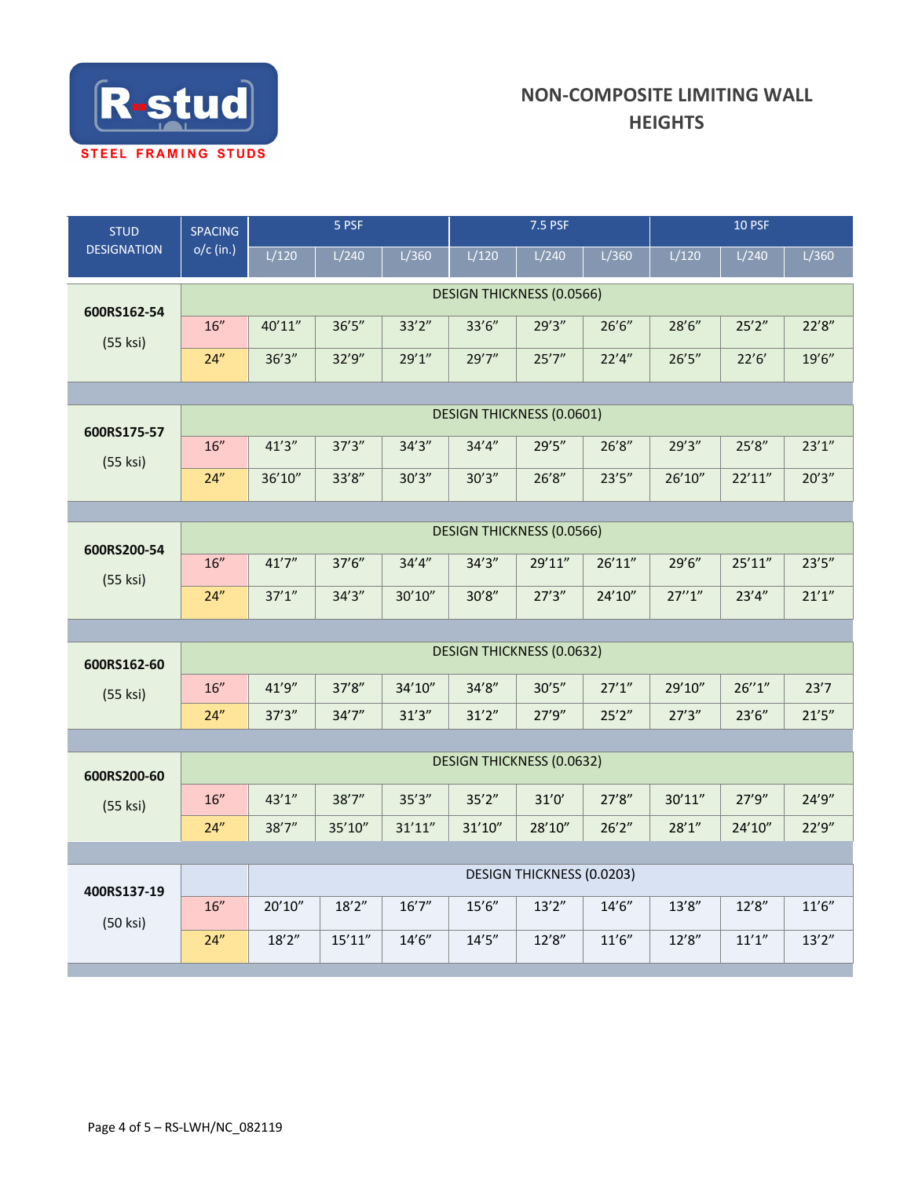R-stud

STEEL FRAMING STUDS

## NON-COMPOSITE LIMITING WALL HEIGHTS

| STUD DESIGNATION | SPACING o/c (in.) | 5 PSF | | | 7.5 PSF | | | 10 PSF | | |
|---|---|---|---|---|---|---|---|---|---|---|
| | | L/120 | L/240 | L/360 | L/120 | L/240 | L/360 | L/120 | L/240 | L/360 |
| 600RS162-54 (55 ksi) | | DESIGN THICKNESS (0.0566) | | | | | | | | |
| | 16" | 40'11" | 36'5" | 33'2" | 33'6" | 29'3" | 26'6" | 28'6" | 25'2" | 22'8" |
| | 24" | 36'3" | 32'9" | 29'1" | 29'7" | 25'7" | 22'4" | 26'5" | 22'6' | 19'6" |
| 600RS175-57 (55 ksi) | | DESIGN THICKNESS (0.0601) | | | | | | | | |
| | 16" | 41'3" | 37'3" | 34'3" | 34'4" | 29'5" | 26'8" | 29'3" | 25'8" | 23'1" |
| | 24" | 36'10" | 33'8" | 30'3" | 30'3" | 26'8" | 23'5" | 26'10" | 22'11" | 20'3" |
| 600RS200-54 (55 ksi) | | DESIGN THICKNESS (0.0566) | | | | | | | | |
| | 16" | 41'7" | 37'6" | 34'4" | 34'3" | 29'11" | 26'11" | 29'6" | 25'11" | 23'5" |
| | 24" | 37'1" | 34'3" | 30'10" | 30'8" | 27'3" | 24'10" | 27''1" | 23'4" | 21'1" |
| 600RS162-60 (55 ksi) | | DESIGN THICKNESS (0.0632) | | | | | | | | |
| | 16" | 41'9" | 37'8" | 34'10" | 34'8" | 30'5" | 27'1" | 29'10" | 26''1" | 23'7 |
| | 24" | 37'3" | 34'7" | 31'3" | 31'2" | 27'9" | 25'2" | 27'3" | 23'6" | 21'5" |
| 600RS200-60 (55 ksi) | | DESIGN THICKNESS (0.0632) | | | | | | | | |
| | 16" | 43'1" | 38'7" | 35'3" | 35'2" | 31'0' | 27'8" | 30'11" | 27'9" | 24'9" |
| | 24" | 38'7" | 35'10" | 31'11" | 31'10" | 28'10" | 26'2" | 28'1" | 24'10" | 22'9" |
| 400RS137-19 (50 ksi) | | DESIGN THICKNESS (0.0203) | | | | | | | | |
| | 16" | 20'10" | 18'2" | 16'7" | 15'6" | 13'2" | 14'6" | 13'8" | 12'8" | 11'6" |
| | 24" | 18'2" | 15'11" | 14'6" | 14'5" | 12'8" | 11'6" | 12'8" | 11'1" | 13'2" |

RS-LWH/NC_082119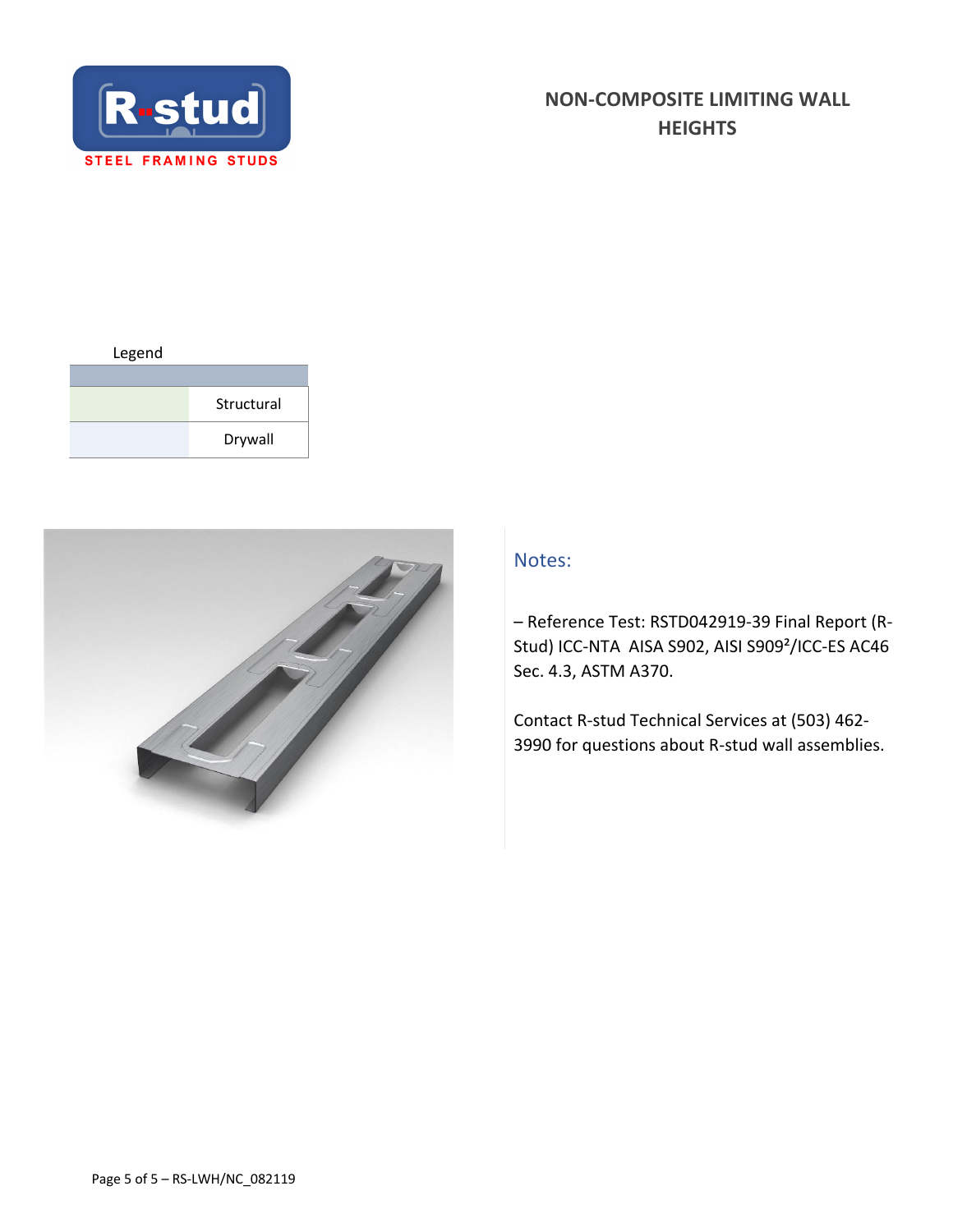# NON-COMPOSITE LIMITING WALL HEIGHTS

Legend

| | |
|---|---|
| | Structural |
| | Drywall |

## Notes:

– Reference Test: RSTD042919-39 Final Report (R-Stud) ICC-NTA AISA S902, AISI S909²/ICC-ES AC46 Sec. 4.3, ASTM A370.

Contact R-stud Technical Services at (503) 462-3990 for questions about R-stud wall assemblies.